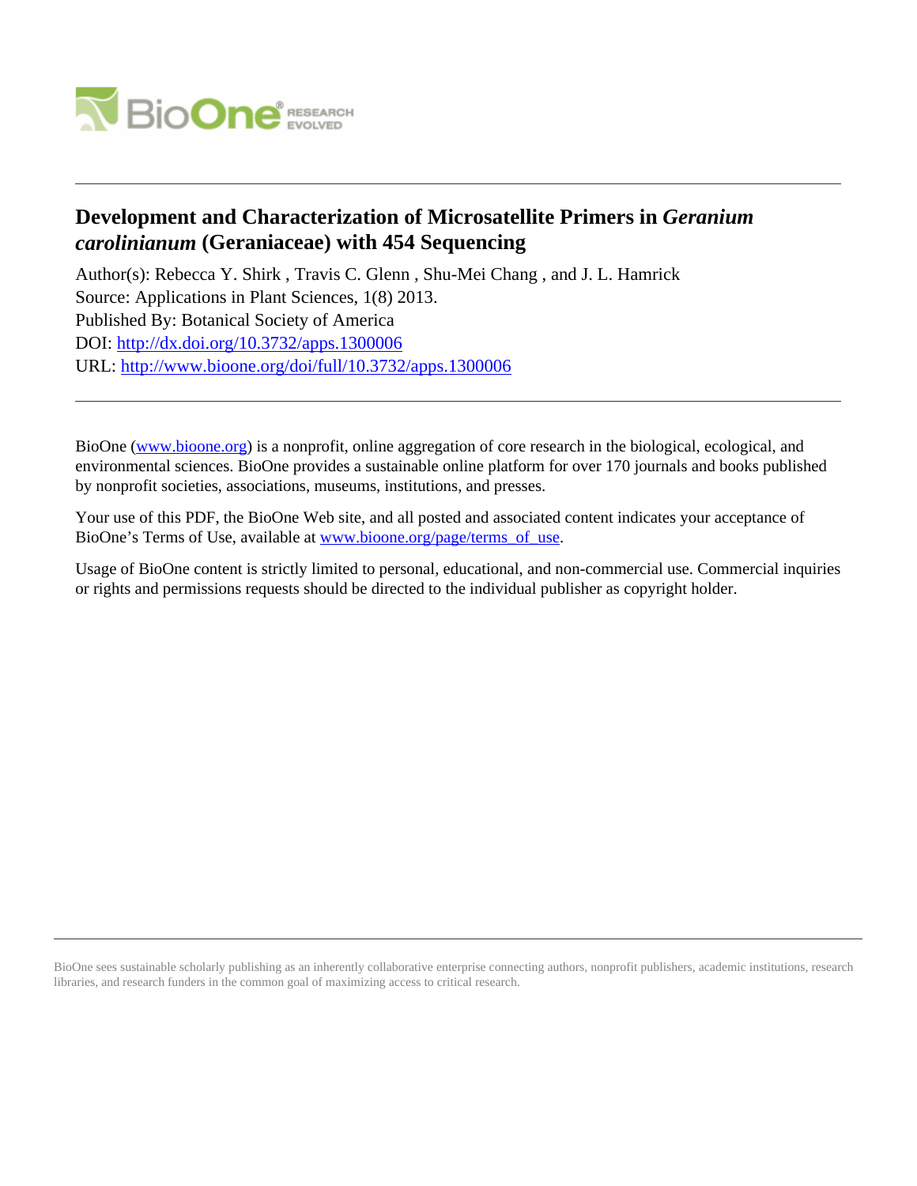# Development and Characterization of Microsatellite Primers in *Geranium carolinianum* (Geraniaceae) with 454 Sequencing

Author(s): Rebecca Y. Shirk , Travis C. Glenn , Shu-Mei Chang , and J. L. Hamrick

Source: Applications in Plant Sciences, 1(8) 2013.

Published By: Botanical Society of America

DOI: http://dx.doi.org/10.3732/apps.1300006

URL: http://www.bioone.org/doi/full/10.3732/apps.1300006

---

BioOne (www.bioone.org) is a nonprofit, online aggregation of core research in the biological, ecological, and environmental sciences. BioOne provides a sustainable online platform for over 170 journals and books published by nonprofit societies, associations, museums, institutions, and presses.

Your use of this PDF, the BioOne Web site, and all posted and associated content indicates your acceptance of BioOne's Terms of Use, available at www.bioone.org/page/terms_of_use.

Usage of BioOne content is strictly limited to personal, educational, and non-commercial use. Commercial inquiries or rights and permissions requests should be directed to the individual publisher as copyright holder.

---

BioOne sees sustainable scholarly publishing as an inherently collaborative enterprise connecting authors, nonprofit publishers, academic institutions, research libraries, and research funders in the common goal of maximizing access to critical research.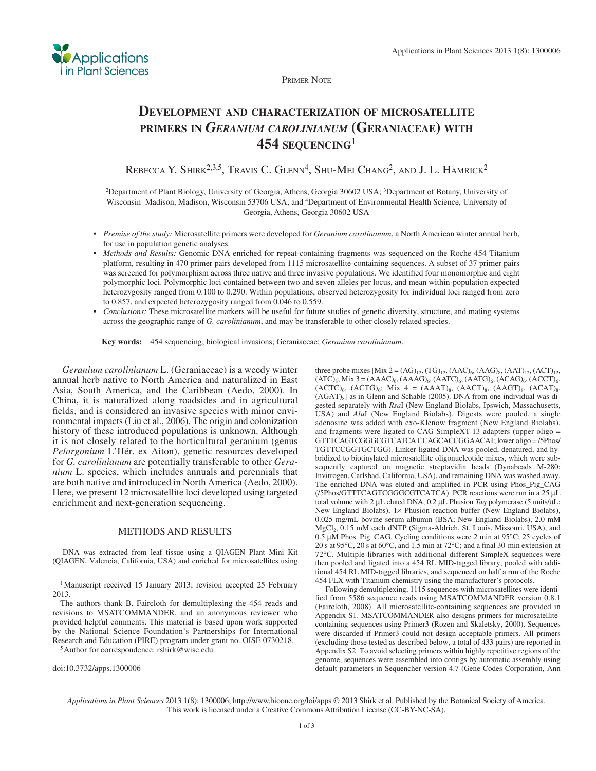Primer Note

# Development and characterization of microsatellite primers in *Geranium carolinianum* (Geraniaceae) with 454 sequencing[1]

Rebecca Y. Shirk[2,3,5], Travis C. Glenn[4], Shu-Mei Chang[2], and J. L. Hamrick[2]

[2]Department of Plant Biology, University of Georgia, Athens, Georgia 30602 USA; [3]Department of Botany, University of Wisconsin–Madison, Madison, Wisconsin 53706 USA; and [4]Department of Environmental Health Science, University of Georgia, Athens, Georgia 30602 USA

- *Premise of the study:* Microsatellite primers were developed for *Geranium carolinanum*, a North American winter annual herb, for use in population genetic analyses.
- *Methods and Results:* Genomic DNA enriched for repeat-containing fragments was sequenced on the Roche 454 Titanium platform, resulting in 470 primer pairs developed from 1115 microsatellite-containing sequences. A subset of 37 primer pairs was screened for polymorphism across three native and three invasive populations. We identified four monomorphic and eight polymorphic loci. Polymorphic loci contained between two and seven alleles per locus, and mean within-population expected heterozygosity ranged from 0.100 to 0.290. Within populations, observed heterozygosity for individual loci ranged from zero to 0.857, and expected heterozygosity ranged from 0.046 to 0.559.
- *Conclusions:* These microsatellite markers will be useful for future studies of genetic diversity, structure, and mating systems across the geographic range of *G. carolinianum*, and may be transferable to other closely related species.

**Key words:** 454 sequencing; biological invasions; Geraniaceae; *Geranium carolinianum*.

*Geranium carolinianum* L. (Geraniaceae) is a weedy winter annual herb native to North America and naturalized in East Asia, South America, and the Caribbean (Aedo, 2000). In China, it is naturalized along roadsides and in agricultural fields, and is considered an invasive species with minor environmental impacts (Liu et al., 2006). The origin and colonization history of these introduced populations is unknown. Although it is not closely related to the horticultural geranium (genus *Pelargonium* L'Hér. ex Aiton), genetic resources developed for *G. carolinianum* are potentially transferable to other *Geranium* L. species, which includes annuals and perennials that are both native and introduced in North America (Aedo, 2000). Here, we present 12 microsatellite loci developed using targeted enrichment and next-generation sequencing.

## METHODS AND RESULTS

DNA was extracted from leaf tissue using a QIAGEN Plant Mini Kit (QIAGEN, Valencia, California, USA) and enriched for microsatellites using three probe mixes [Mix 2 = $(AG)_{12}$, $(TG)_{12}$, $(AAC)_{6}$, $(AAG)_{8}$, $(AAT)_{12}$, $(ACT)_{12}$, $(ATC)_{8}$; Mix 3 = $(AAAC)_{6}$, $(AAAG)_{6}$, $(AATC)_{6}$, $(AATG)_{6}$, $(ACAG)_{6}$, $(ACCT)_{6}$, $(ACTC)_{6}$, $(ACTG)_{6}$; Mix 4 = $(AAAT)_{8}$, $(AACT)_{8}$, $(AAGT)_{8}$, $(ACAT)_{8}$, $(AGAT)_{8}$] as in Glenn and Schable (2005). DNA from one individual was digested separately with *Rsa*I (New England Biolabs, Ipswich, Massachusetts, USA) and *Alu*I (New England Biolabs). Digests were pooled, a single adenosine was added with exo-Klenow fragment (New England Biolabs), and fragments were ligated to CAG-SimpleXT-13 adapters (upper oligo = GTTTCAGTCGGGCGTCATCA CCAGCACCGGAACAT; lower oligo = /5Phos/TGTTCCGGTGCTGG). Linker-ligated DNA was pooled, denatured, and hybridized to biotinylated microsatellite oligonucleotide mixes, which were subsequently captured on magnetic streptavidin beads (Dynabeads M-280; Invitrogen, Carlsbad, California, USA), and remaining DNA was washed away. The enriched DNA was eluted and amplified in PCR using Phos_Pig_CAG (/5Phos/GTTTCAGTCGGGCGTCATCA). PCR reactions were run in a 25 μL total volume with 2 μL eluted DNA, 0.2 μL Phusion *Taq* polymerase (5 units/μL; New England Biolabs), 1× Phusion reaction buffer (New England Biolabs), 0.025 mg/mL bovine serum albumin (BSA; New England Biolabs), 2.0 mM $MgCl_2$, 0.15 mM each dNTP (Sigma-Aldrich, St. Louis, Missouri, USA), and 0.5 μM Phos_Pig_CAG. Cycling conditions were 2 min at 95°C; 25 cycles of 20 s at 95°C, 20 s at 60°C, and 1.5 min at 72°C; and a final 30-min extension at 72°C. Multiple libraries with additional different SimpleX sequences were then pooled and ligated into a 454 RL MID-tagged library, pooled with additional 454 RL MID-tagged libraries, and sequenced on half a run of the Roche 454 FLX with Titanium chemistry using the manufacturer's protocols.

Following demultiplexing, 1115 sequences with microsatellites were identified from 5586 sequence reads using MSATCOMMANDER version 0.8.1 (Faircloth, 2008). All microsatellite-containing sequences are provided in Appendix S1. MSATCOMMANDER also designs primers for microsatellite-containing sequences using Primer3 (Rozen and Skaletsky, 2000). Sequences were discarded if Primer3 could not design acceptable primers. All primers (excluding those tested as described below, a total of 433 pairs) are reported in Appendix S2. To avoid selecting primers within highly repetitive regions of the genome, sequences were assembled into contigs by automatic assembly using default parameters in Sequencher version 4.7 (Gene Codes Corporation, Ann

[1]Manuscript received 15 January 2013; revision accepted 25 February 2013.

The authors thank B. Faircloth for demultiplexing the 454 reads and revisions to MSATCOMMANDER, and an anonymous reviewer who provided helpful comments. This material is based upon work supported by the National Science Foundation's Partnerships for International Research and Education (PIRE) program under grant no. OISE 0730218.

[5]Author for correspondence: rshirk@wisc.edu

doi:10.3732/apps.1300006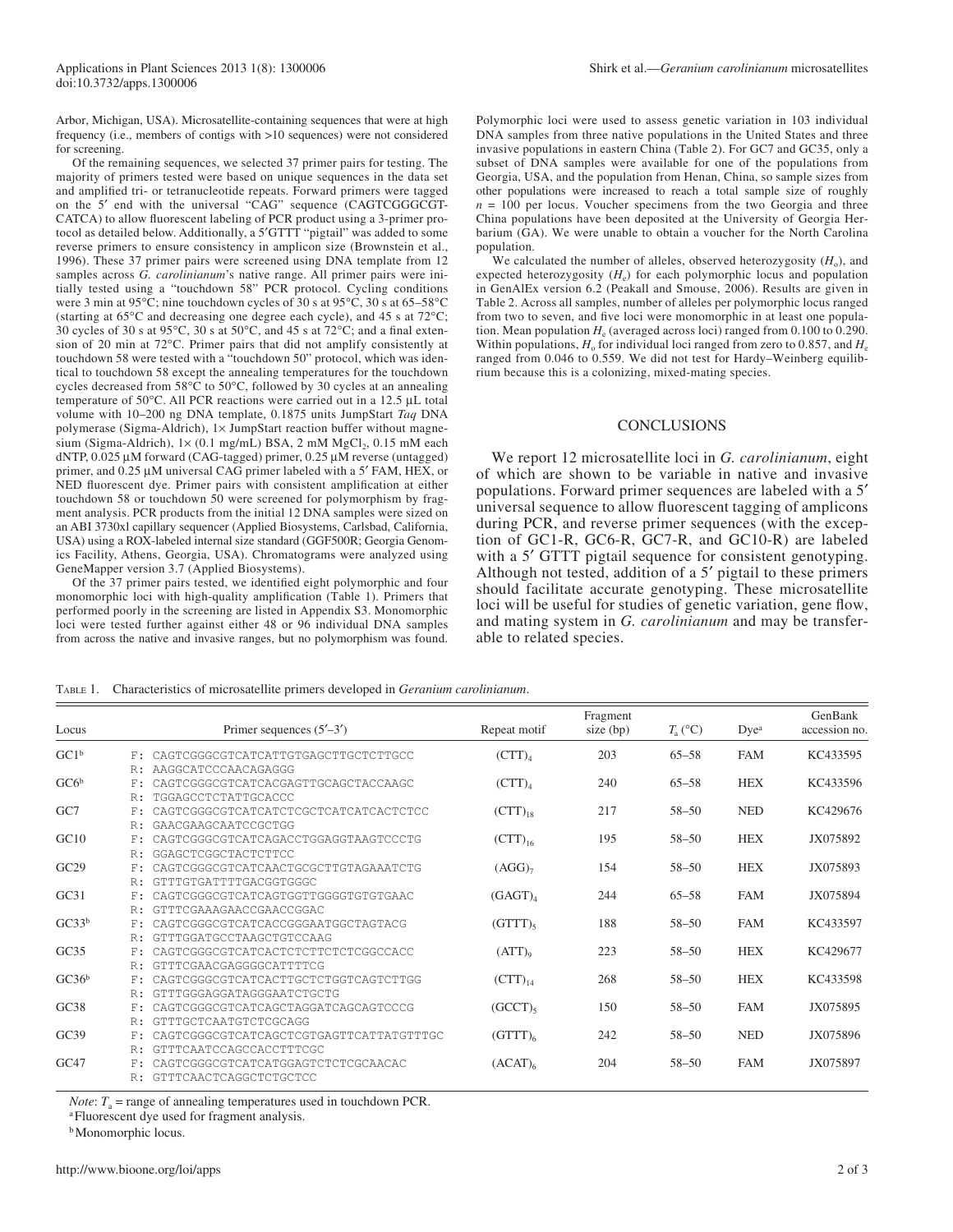Arbor, Michigan, USA). Microsatellite-containing sequences that were at high frequency (i.e., members of contigs with >10 sequences) were not considered for screening.

Of the remaining sequences, we selected 37 primer pairs for testing. The majority of primers tested were based on unique sequences in the data set and amplified tri- or tetranucleotide repeats. Forward primers were tagged on the 5′ end with the universal "CAG" sequence (CAGTCGGGCGTCATCA) to allow fluorescent labeling of PCR product using a 3-primer protocol as detailed below. Additionally, a 5′GTTT "pigtail" was added to some reverse primers to ensure consistency in amplicon size (Brownstein et al., 1996). These 37 primer pairs were screened using DNA template from 12 samples across *G. carolinianum*'s native range. All primer pairs were initially tested using a "touchdown 58" PCR protocol. Cycling conditions were 3 min at 95°C; nine touchdown cycles of 30 s at 95°C, 30 s at 65–58°C (starting at 65°C and decreasing one degree each cycle), and 45 s at 72°C; 30 cycles of 30 s at 95°C, 30 s at 50°C, and 45 s at 72°C; and a final extension of 20 min at 72°C. Primer pairs that did not amplify consistently at touchdown 58 were tested with a "touchdown 50" protocol, which was identical to touchdown 58 except the annealing temperatures for the touchdown cycles decreased from 58°C to 50°C, followed by 30 cycles at an annealing temperature of 50°C. All PCR reactions were carried out in a 12.5 μL total volume with 10–200 ng DNA template, 0.1875 units JumpStart *Taq* DNA polymerase (Sigma-Aldrich), 1× JumpStart reaction buffer without magnesium (Sigma-Aldrich), 1× (0.1 mg/mL) BSA, 2 mM $MgCl_2$, 0.15 mM each dNTP, 0.025 μM forward (CAG-tagged) primer, 0.25 μM reverse (untagged) primer, and 0.25 μM universal CAG primer labeled with a 5′ FAM, HEX, or NED fluorescent dye. Primer pairs with consistent amplification at either touchdown 58 or touchdown 50 were screened for polymorphism by fragment analysis. PCR products from the initial 12 DNA samples were sized on an ABI 3730xl capillary sequencer (Applied Biosystems, Carlsbad, California, USA) using a ROX-labeled internal size standard (GGF500R; Georgia Genomics Facility, Athens, Georgia, USA). Chromatograms were analyzed using GeneMapper version 3.7 (Applied Biosystems).

Of the 37 primer pairs tested, we identified eight polymorphic and four monomorphic loci with high-quality amplification (Table 1). Primers that performed poorly in the screening are listed in Appendix S3. Monomorphic loci were tested further against either 48 or 96 individual DNA samples from across the native and invasive ranges, but no polymorphism was found.

Polymorphic loci were used to assess genetic variation in 103 individual DNA samples from three native populations in the United States and three invasive populations in eastern China (Table 2). For GC7 and GC35, only a subset of DNA samples were available for one of the populations from Georgia, USA, and the population from Henan, China, so sample sizes from other populations were increased to reach a total sample size of roughly $n$ = 100 per locus. Voucher specimens from the two Georgia and three China populations have been deposited at the University of Georgia Herbarium (GA). We were unable to obtain a voucher for the North Carolina population.

We calculated the number of alleles, observed heterozygosity ($H_o$), and expected heterozygosity ($H_e$) for each polymorphic locus and population in GenAlEx version 6.2 (Peakall and Smouse, 2006). Results are given in Table 2. Across all samples, number of alleles per polymorphic locus ranged from two to seven, and five loci were monomorphic in at least one population. Mean population $H_e$ (averaged across loci) ranged from 0.100 to 0.290. Within populations, $H_o$ for individual loci ranged from zero to 0.857, and $H_e$ ranged from 0.046 to 0.559. We did not test for Hardy–Weinberg equilibrium because this is a colonizing, mixed-mating species.

## CONCLUSIONS

We report 12 microsatellite loci in *G. carolinianum*, eight of which are shown to be variable in native and invasive populations. Forward primer sequences are labeled with a 5′ universal sequence to allow fluorescent tagging of amplicons during PCR, and reverse primer sequences (with the exception of GC1-R, GC6-R, GC7-R, and GC10-R) are labeled with a 5′ GTTT pigtail sequence for consistent genotyping. Although not tested, addition of a 5′ pigtail to these primers should facilitate accurate genotyping. These microsatellite loci will be useful for studies of genetic variation, gene flow, and mating system in *G. carolinianum* and may be transferable to related species.

Table 1. Characteristics of microsatellite primers developed in *Geranium carolinianum*.

| Locus | Primer sequences (5′–3′) | Repeat motif | Fragment size (bp) | $T_a$ (°C) | Dye[a] | GenBank accession no. |
|---|---|---|---|---|---|---|
| GC1[b] | F: CAGTCGGGCGTCATCATTGTGAGCTTGCTCTTGCC<br>R: AAGGCATCCCAACAGAGGG | $(CTT)_4$ | 203 | 65–58 | FAM | KC433595 |
| GC6[b] | F: CAGTCGGGCGTCATCACGAGTTGCAGCTACCAAGC<br>R: TGGAGCCTCTATTGCACCC | $(CTT)_4$ | 240 | 65–58 | HEX | KC433596 |
| GC7 | F: CAGTCGGGCGTCATCATCTCGCTCATCATCACTCTCC<br>R: GAACGAAGCAATCCGCTGG | $(CTT)_{18}$ | 217 | 58–50 | NED | KC429676 |
| GC10 | F: CAGTCGGGCGTCATCAGACCTGGAGGTAAGTCCCTG<br>R: GGAGCTCGGCTACTCTTCC | $(CTT)_{16}$ | 195 | 58–50 | HEX | JX075892 |
| GC29 | F: CAGTCGGGCGTCATCAACTGCGCTTGTAGAAATCTG<br>R: GTTTGTGATTTTGACGGTGGGC | $(AGG)_7$ | 154 | 58–50 | HEX | JX075893 |
| GC31 | F: CAGTCGGGCGTCATCAGTGGTTGGGGTGTGTGAAC<br>R: GTTTCGAAAGAACCGAACCGGAC | $(GAGT)_4$ | 244 | 65–58 | FAM | JX075894 |
| GC33[b] | F: CAGTCGGGCGTCATCACCGGGAATGGCTAGTACG<br>R: GTTTGGATGCCTAAGCTGTCCAAG | $(GTTT)_5$ | 188 | 58–50 | FAM | KC433597 |
| GC35 | F: CAGTCGGGCGTCATCACTCTCTTCTCTCGGCCACC<br>R: GTTTCGAACGAGGGGCATTTTCG | $(ATT)_9$ | 223 | 58–50 | HEX | KC429677 |
| GC36[b] | F: CAGTCGGGCGTCATCACTTGCTCTGGTCAGTCTTGG<br>R: GTTTGGGAGGATAGGGAATCTGCTG | $(CTT)_{14}$ | 268 | 58–50 | HEX | KC433598 |
| GC38 | F: CAGTCGGGCGTCATCAGCTAGGATCAGCAGTCCCG<br>R: GTTTGCTCAATGTCTCGCAGG | $(GCCT)_5$ | 150 | 58–50 | FAM | JX075895 |
| GC39 | F: CAGTCGGGCGTCATCAGCTCGTGAGTTCATTATGTTTGC<br>R: GTTTCAATCCAGCCACCTTTCGC | $(GTTT)_6$ | 242 | 58–50 | NED | JX075896 |
| GC47 | F: CAGTCGGGCGTCATCATGGAGTCTCTCGCAACAC<br>R: GTTTCAACTCAGGCTCTGCTCC | $(ACAT)_6$ | 204 | 58–50 | FAM | JX075897 |

*Note*: $T_a$ = range of annealing temperatures used in touchdown PCR.

[a] Fluorescent dye used for fragment analysis.

[b] Monomorphic locus.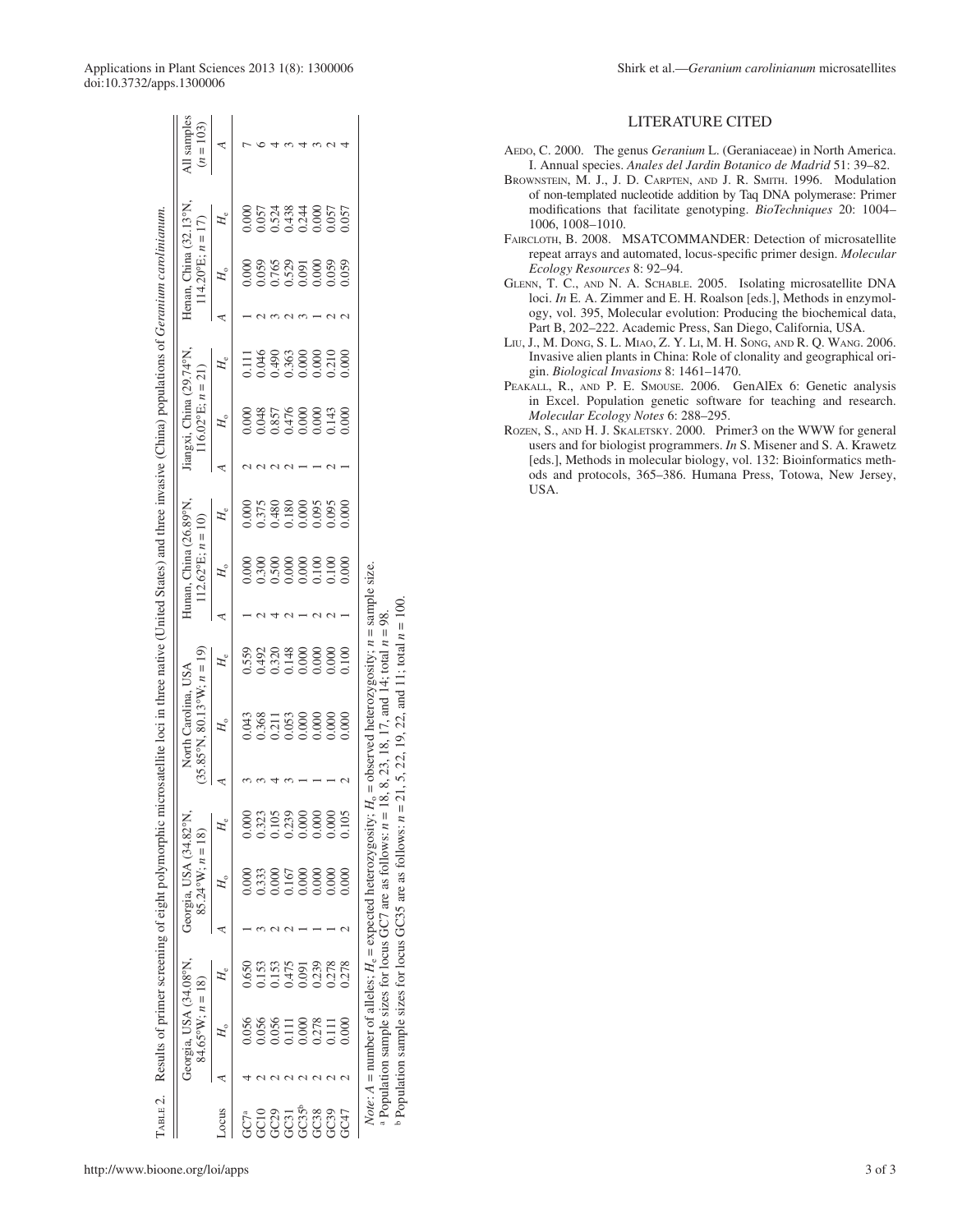Table 2. Results of primer screening of eight polymorphic microsatellite loci in three native (United States) and three invasive (China) populations of *Geranium carolinianum*.

| | Georgia, USA (34.08°N, 84.65°W; $n$ = 18) | | | Georgia, USA (34.82°N, 85.24°W; $n$ = 18) | | | North Carolina, USA (35.85°N, 80.13°W; $n$ = 19) | | | Hunan, China (26.89°N, 112.62°E; $n$ = 10) | | | Jiangxi, China (29.74°N, 116.02°E; $n$ = 21) | | | Henan, China (32.13°N, 114.20°E; $n$ = 17) | | | All samples ($n$ = 103) |
|---|---|---|---|---|---|---|---|---|---|---|---|---|---|---|---|---|---|---|---|
| Locus | $A$ | $H_o$ | $H_e$ | $A$ | $H_o$ | $H_e$ | $A$ | $H_o$ | $H_e$ | $A$ | $H_o$ | $H_e$ | $A$ | $H_o$ | $H_e$ | $A$ | $H_o$ | $H_e$ | $A$ |
| GC7[a] | 4 | 0.056 | 0.650 | 1 | 0.000 | 0.000 | 3 | 0.043 | 0.559 | 1 | 0.000 | 0.000 | 2 | 0.000 | 0.111 | 1 | 0.000 | 0.000 | 7 |
| GC10 | 2 | 0.056 | 0.153 | 3 | 0.333 | 0.323 | 3 | 0.368 | 0.492 | 2 | 0.300 | 0.375 | 2 | 0.048 | 0.046 | 2 | 0.059 | 0.057 | 6 |
| GC29 | 2 | 0.056 | 0.153 | 2 | 0.000 | 0.105 | 4 | 0.211 | 0.320 | 4 | 0.500 | 0.480 | 2 | 0.857 | 0.490 | 3 | 0.765 | 0.524 | 4 |
| GC31 | 2 | 0.111 | 0.475 | 2 | 0.167 | 0.239 | 3 | 0.053 | 0.148 | 2 | 0.000 | 0.180 | 2 | 0.476 | 0.363 | 2 | 0.529 | 0.438 | 3 |
| GC35[b] | 2 | 0.000 | 0.091 | 1 | 0.000 | 0.000 | 1 | 0.000 | 0.000 | 1 | 0.000 | 0.000 | 1 | 0.000 | 0.000 | 3 | 0.091 | 0.244 | 4 |
| GC38 | 2 | 0.278 | 0.239 | 1 | 0.000 | 0.000 | 1 | 0.000 | 0.000 | 2 | 0.100 | 0.095 | 1 | 0.000 | 0.000 | 1 | 0.000 | 0.000 | 3 |
| GC39 | 2 | 0.111 | 0.278 | 1 | 0.000 | 0.000 | 1 | 0.000 | 0.000 | 2 | 0.100 | 0.095 | 2 | 0.143 | 0.210 | 2 | 0.059 | 0.057 | 2 |
| GC47 | 2 | 0.000 | 0.278 | 2 | 0.000 | 0.105 | 2 | 0.000 | 0.100 | 1 | 0.000 | 0.000 | 1 | 0.000 | 0.000 | 2 | 0.059 | 0.057 | 4 |

*Note*: $A$ = number of alleles; $H_e$ = expected heterozygosity; $H_o$ = observed heterozygosity; $n$ = sample size.

[a] Population sample sizes for locus GC7 are as follows: $n$ = 18, 8, 23, 18, 17, and 14; total $n$ = 98.

[b] Population sample sizes for locus GC35 are as follows: $n$ = 21, 5, 22, 19, 22, and 11; total $n$ = 100.

## LITERATURE CITED

Aedo, C. 2000. The genus *Geranium* L. (Geraniaceae) in North America. I. Annual species. *Anales del Jardin Botanico de Madrid* 51: 39–82.

Brownstein, M. J., J. D. Carpten, and J. R. Smith. 1996. Modulation of non-templated nucleotide addition by Taq DNA polymerase: Primer modifications that facilitate genotyping. *BioTechniques* 20: 1004–1006, 1008–1010.

Faircloth, B. 2008. MSATCOMMANDER: Detection of microsatellite repeat arrays and automated, locus-specific primer design. *Molecular Ecology Resources* 8: 92–94.

Glenn, T. C., and N. A. Schable. 2005. Isolating microsatellite DNA loci. *In* E. A. Zimmer and E. H. Roalson [eds.], Methods in enzymology, vol. 395, Molecular evolution: Producing the biochemical data, Part B, 202–222. Academic Press, San Diego, California, USA.

Liu, J., M. Dong, S. L. Miao, Z. Y. Li, M. H. Song, and R. Q. Wang. 2006. Invasive alien plants in China: Role of clonality and geographical origin. *Biological Invasions* 8: 1461–1470.

Peakall, R., and P. E. Smouse. 2006. GenAlEx 6: Genetic analysis in Excel. Population genetic software for teaching and research. *Molecular Ecology Notes* 6: 288–295.

Rozen, S., and H. J. Skaletsky. 2000. Primer3 on the WWW for general users and for biologist programmers. *In* S. Misener and S. A. Krawetz [eds.], Methods in molecular biology, vol. 132: Bioinformatics methods and protocols, 365–386. Humana Press, Totowa, New Jersey, USA.